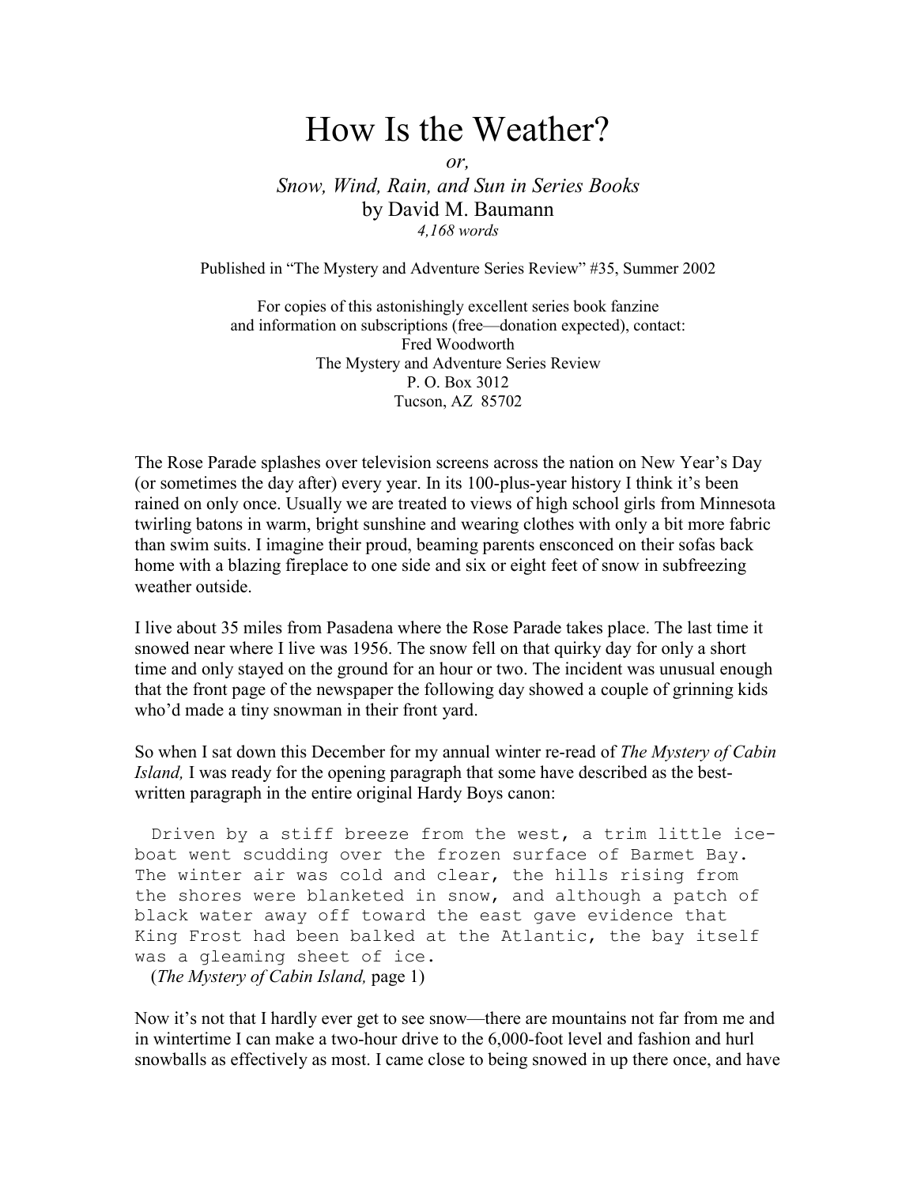# How Is the Weather?

*or,*

*Snow, Wind, Rain, and Sun in Series Books*

by David M. Baumann

*4,168 words*

Published in "The Mystery and Adventure Series Review" #35, Summer 2002

For copies of this astonishingly excellent series book fanzine
and information on subscriptions (free—donation expected), contact:
Fred Woodworth
The Mystery and Adventure Series Review
P. O. Box 3012
Tucson, AZ 85702

The Rose Parade splashes over television screens across the nation on New Year's Day (or sometimes the day after) every year. In its 100-plus-year history I think it's been rained on only once. Usually we are treated to views of high school girls from Minnesota twirling batons in warm, bright sunshine and wearing clothes with only a bit more fabric than swim suits. I imagine their proud, beaming parents ensconced on their sofas back home with a blazing fireplace to one side and six or eight feet of snow in subfreezing weather outside.

I live about 35 miles from Pasadena where the Rose Parade takes place. The last time it snowed near where I live was 1956. The snow fell on that quirky day for only a short time and only stayed on the ground for an hour or two. The incident was unusual enough that the front page of the newspaper the following day showed a couple of grinning kids who'd made a tiny snowman in their front yard.

So when I sat down this December for my annual winter re-read of *The Mystery of Cabin Island,* I was ready for the opening paragraph that some have described as the best-written paragraph in the entire original Hardy Boys canon:

```
  Driven by a stiff breeze from the west, a trim little ice-
boat went scudding over the frozen surface of Barmet Bay.
The winter air was cold and clear, the hills rising from
the shores were blanketed in snow, and although a patch of
black water away off toward the east gave evidence that
King Frost had been balked at the Atlantic, the bay itself
was a gleaming sheet of ice.
```

(*The Mystery of Cabin Island,* page 1)

Now it's not that I hardly ever get to see snow—there are mountains not far from me and in wintertime I can make a two-hour drive to the 6,000-foot level and fashion and hurl snowballs as effectively as most. I came close to being snowed in up there once, and have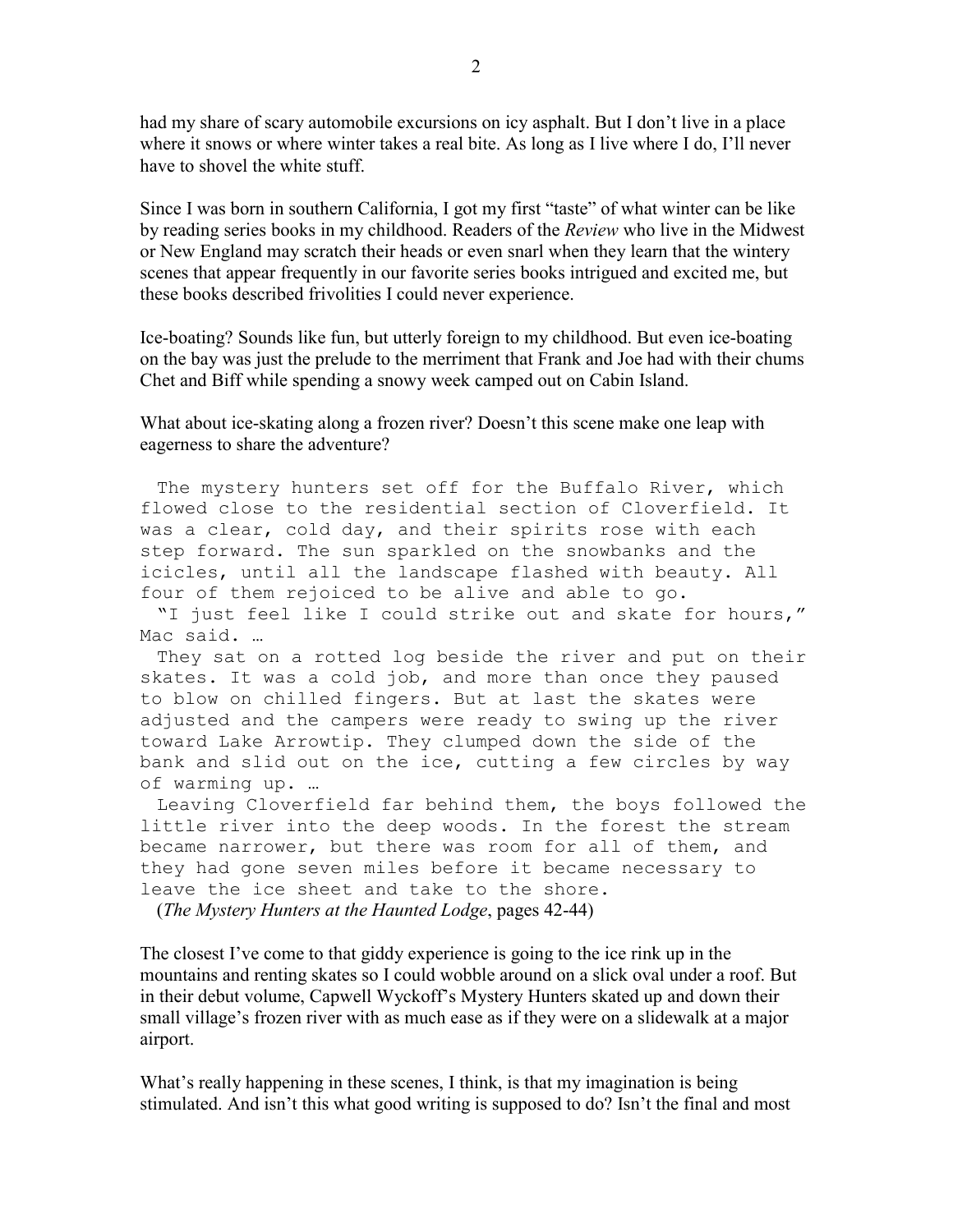had my share of scary automobile excursions on icy asphalt. But I don't live in a place where it snows or where winter takes a real bite. As long as I live where I do, I'll never have to shovel the white stuff.

Since I was born in southern California, I got my first "taste" of what winter can be like by reading series books in my childhood. Readers of the *Review* who live in the Midwest or New England may scratch their heads or even snarl when they learn that the wintery scenes that appear frequently in our favorite series books intrigued and excited me, but these books described frivolities I could never experience.

Ice-boating? Sounds like fun, but utterly foreign to my childhood. But even ice-boating on the bay was just the prelude to the merriment that Frank and Joe had with their chums Chet and Biff while spending a snowy week camped out on Cabin Island.

What about ice-skating along a frozen river? Doesn't this scene make one leap with eagerness to share the adventure?

> The mystery hunters set off for the Buffalo River, which flowed close to the residential section of Cloverfield. It was a clear, cold day, and their spirits rose with each step forward. The sun sparkled on the snowbanks and the icicles, until all the landscape flashed with beauty. All four of them rejoiced to be alive and able to go.
>
> "I just feel like I could strike out and skate for hours," Mac said. …
>
> They sat on a rotted log beside the river and put on their skates. It was a cold job, and more than once they paused to blow on chilled fingers. But at last the skates were adjusted and the campers were ready to swing up the river toward Lake Arrowtip. They clumped down the side of the bank and slid out on the ice, cutting a few circles by way of warming up. …
>
> Leaving Cloverfield far behind them, the boys followed the little river into the deep woods. In the forest the stream became narrower, but there was room for all of them, and they had gone seven miles before it became necessary to leave the ice sheet and take to the shore.
>
> (*The Mystery Hunters at the Haunted Lodge*, pages 42-44)

The closest I've come to that giddy experience is going to the ice rink up in the mountains and renting skates so I could wobble around on a slick oval under a roof. But in their debut volume, Capwell Wyckoff's Mystery Hunters skated up and down their small village's frozen river with as much ease as if they were on a slidewalk at a major airport.

What's really happening in these scenes, I think, is that my imagination is being stimulated. And isn't this what good writing is supposed to do? Isn't the final and most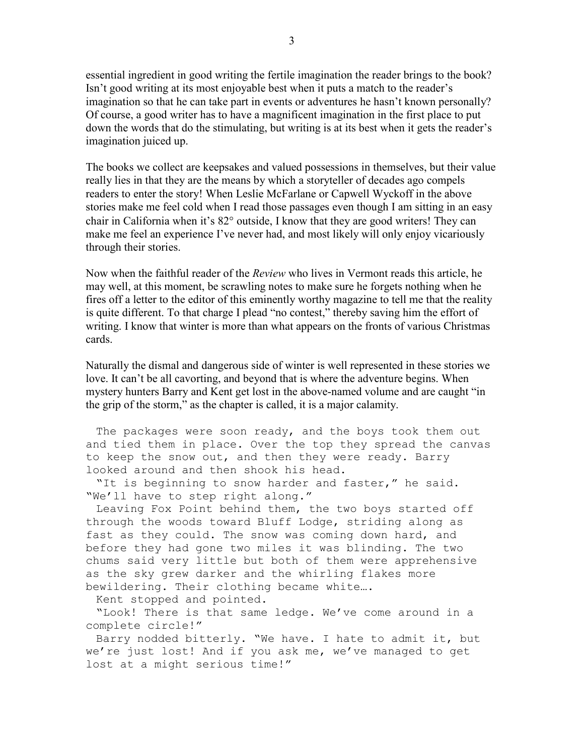essential ingredient in good writing the fertile imagination the reader brings to the book? Isn't good writing at its most enjoyable best when it puts a match to the reader's imagination so that he can take part in events or adventures he hasn't known personally? Of course, a good writer has to have a magnificent imagination in the first place to put down the words that do the stimulating, but writing is at its best when it gets the reader's imagination juiced up.

The books we collect are keepsakes and valued possessions in themselves, but their value really lies in that they are the means by which a storyteller of decades ago compels readers to enter the story! When Leslie McFarlane or Capwell Wyckoff in the above stories make me feel cold when I read those passages even though I am sitting in an easy chair in California when it's 82° outside, I know that they are good writers! They can make me feel an experience I've never had, and most likely will only enjoy vicariously through their stories.

Now when the faithful reader of the *Review* who lives in Vermont reads this article, he may well, at this moment, be scrawling notes to make sure he forgets nothing when he fires off a letter to the editor of this eminently worthy magazine to tell me that the reality is quite different. To that charge I plead "no contest," thereby saving him the effort of writing. I know that winter is more than what appears on the fronts of various Christmas cards.

Naturally the dismal and dangerous side of winter is well represented in these stories we love. It can't be all cavorting, and beyond that is where the adventure begins. When mystery hunters Barry and Kent get lost in the above-named volume and are caught "in the grip of the storm," as the chapter is called, it is a major calamity.

```
  The packages were soon ready, and the boys took them out
and tied them in place. Over the top they spread the canvas
to keep the snow out, and then they were ready. Barry
looked around and then shook his head.
  "It is beginning to snow harder and faster," he said.
"We'll have to step right along."
  Leaving Fox Point behind them, the two boys started off
through the woods toward Bluff Lodge, striding along as
fast as they could. The snow was coming down hard, and
before they had gone two miles it was blinding. The two
chums said very little but both of them were apprehensive
as the sky grew darker and the whirling flakes more
bewildering. Their clothing became white….
  Kent stopped and pointed.
  "Look! There is that same ledge. We've come around in a
complete circle!"
  Barry nodded bitterly. "We have. I hate to admit it, but
we're just lost! And if you ask me, we've managed to get
lost at a might serious time!"
```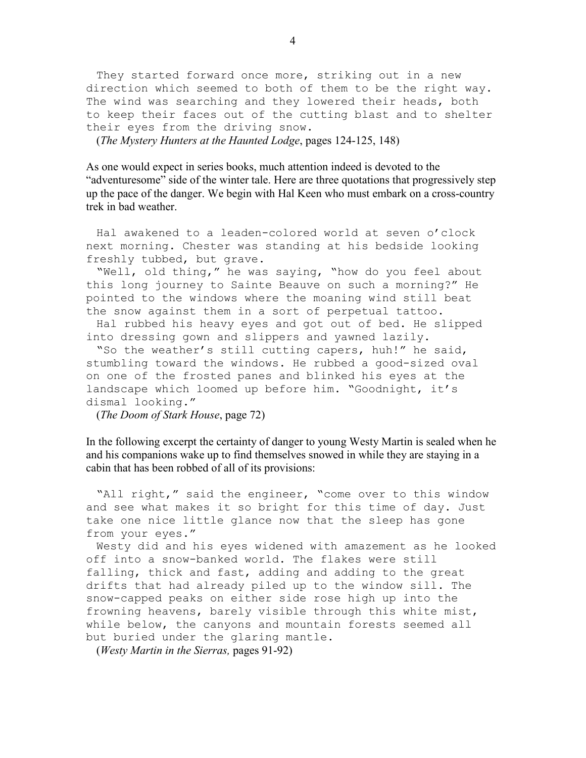They started forward once more, striking out in a new direction which seemed to both of them to be the right way. The wind was searching and they lowered their heads, both to keep their faces out of the cutting blast and to shelter their eyes from the driving snow.

(*The Mystery Hunters at the Haunted Lodge*, pages 124-125, 148)

As one would expect in series books, much attention indeed is devoted to the "adventuresome" side of the winter tale. Here are three quotations that progressively step up the pace of the danger. We begin with Hal Keen who must embark on a cross-country trek in bad weather.

Hal awakened to a leaden-colored world at seven o'clock next morning. Chester was standing at his bedside looking freshly tubbed, but grave.

"Well, old thing," he was saying, "how do you feel about this long journey to Sainte Beauve on such a morning?" He pointed to the windows where the moaning wind still beat the snow against them in a sort of perpetual tattoo.

Hal rubbed his heavy eyes and got out of bed. He slipped into dressing gown and slippers and yawned lazily.

"So the weather's still cutting capers, huh!" he said, stumbling toward the windows. He rubbed a good-sized oval on one of the frosted panes and blinked his eyes at the landscape which loomed up before him. "Goodnight, it's dismal looking."

(*The Doom of Stark House*, page 72)

In the following excerpt the certainty of danger to young Westy Martin is sealed when he and his companions wake up to find themselves snowed in while they are staying in a cabin that has been robbed of all of its provisions:

"All right," said the engineer, "come over to this window and see what makes it so bright for this time of day. Just take one nice little glance now that the sleep has gone from your eyes."

Westy did and his eyes widened with amazement as he looked off into a snow-banked world. The flakes were still falling, thick and fast, adding and adding to the great drifts that had already piled up to the window sill. The snow-capped peaks on either side rose high up into the frowning heavens, barely visible through this white mist, while below, the canyons and mountain forests seemed all but buried under the glaring mantle.

(*Westy Martin in the Sierras,* pages 91-92)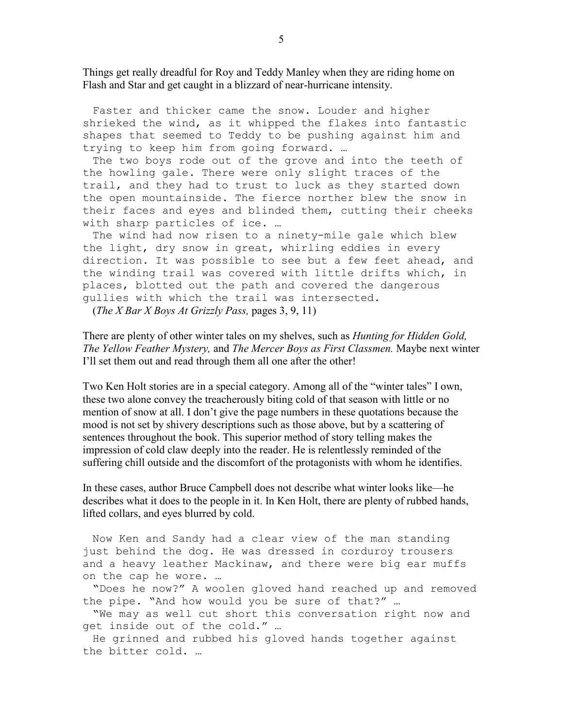Things get really dreadful for Roy and Teddy Manley when they are riding home on Flash and Star and get caught in a blizzard of near-hurricane intensity.

```
  Faster and thicker came the snow. Louder and higher
shrieked the wind, as it whipped the flakes into fantastic
shapes that seemed to Teddy to be pushing against him and
trying to keep him from going forward. …
  The two boys rode out of the grove and into the teeth of
the howling gale. There were only slight traces of the
trail, and they had to trust to luck as they started down
the open mountainside. The fierce norther blew the snow in
their faces and eyes and blinded them, cutting their cheeks
with sharp particles of ice. …
  The wind had now risen to a ninety-mile gale which blew
the light, dry snow in great, whirling eddies in every
direction. It was possible to see but a few feet ahead, and
the winding trail was covered with little drifts which, in
places, blotted out the path and covered the dangerous
gullies with which the trail was intersected.
```

(*The X Bar X Boys At Grizzly Pass,* pages 3, 9, 11)

There are plenty of other winter tales on my shelves, such as *Hunting for Hidden Gold, The Yellow Feather Mystery,* and *The Mercer Boys as First Classmen.* Maybe next winter I'll set them out and read through them all one after the other!

Two Ken Holt stories are in a special category. Among all of the "winter tales" I own, these two alone convey the treacherously biting cold of that season with little or no mention of snow at all. I don't give the page numbers in these quotations because the mood is not set by shivery descriptions such as those above, but by a scattering of sentences throughout the book. This superior method of story telling makes the impression of cold claw deeply into the reader. He is relentlessly reminded of the suffering chill outside and the discomfort of the protagonists with whom he identifies.

In these cases, author Bruce Campbell does not describe what winter looks like—he describes what it does to the people in it. In Ken Holt, there are plenty of rubbed hands, lifted collars, and eyes blurred by cold.

```
  Now Ken and Sandy had a clear view of the man standing
just behind the dog. He was dressed in corduroy trousers
and a heavy leather Mackinaw, and there were big ear muffs
on the cap he wore. …
  "Does he now?" A woolen gloved hand reached up and removed
the pipe. "And how would you be sure of that?" …
  "We may as well cut short this conversation right now and
get inside out of the cold." …
  He grinned and rubbed his gloved hands together against
the bitter cold. …
```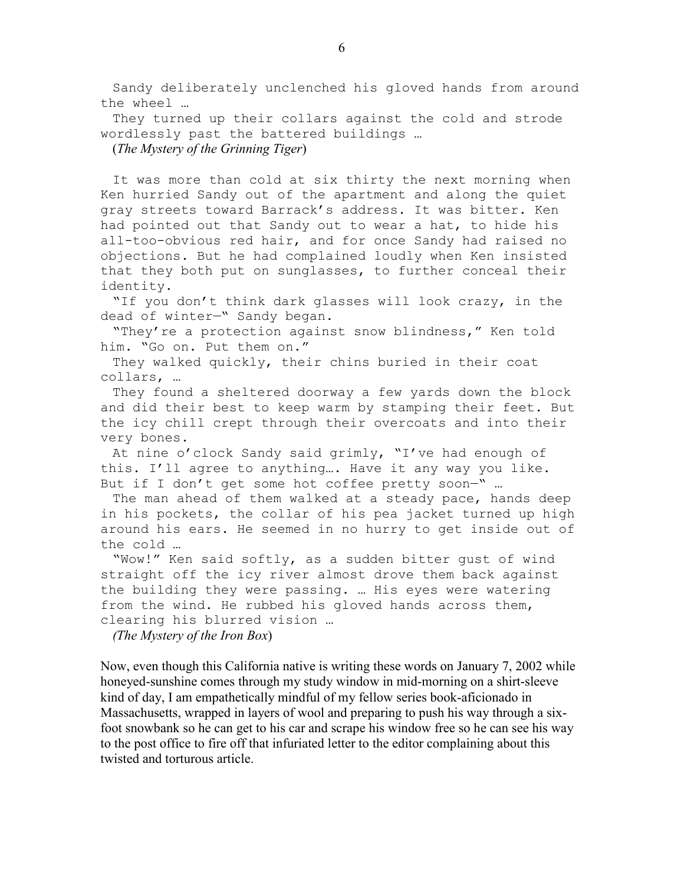Sandy deliberately unclenched his gloved hands from around the wheel …

They turned up their collars against the cold and strode wordlessly past the battered buildings …

(*The Mystery of the Grinning Tiger*)

It was more than cold at six thirty the next morning when Ken hurried Sandy out of the apartment and along the quiet gray streets toward Barrack's address. It was bitter. Ken had pointed out that Sandy out to wear a hat, to hide his all-too-obvious red hair, and for once Sandy had raised no objections. But he had complained loudly when Ken insisted that they both put on sunglasses, to further conceal their identity.

"If you don't think dark glasses will look crazy, in the dead of winter—" Sandy began.

"They're a protection against snow blindness," Ken told him. "Go on. Put them on."

They walked quickly, their chins buried in their coat collars, …

They found a sheltered doorway a few yards down the block and did their best to keep warm by stamping their feet. But the icy chill crept through their overcoats and into their very bones.

At nine o'clock Sandy said grimly, "I've had enough of this. I'll agree to anything…. Have it any way you like. But if I don't get some hot coffee pretty soon—" …

The man ahead of them walked at a steady pace, hands deep in his pockets, the collar of his pea jacket turned up high around his ears. He seemed in no hurry to get inside out of the cold …

"Wow!" Ken said softly, as a sudden bitter gust of wind straight off the icy river almost drove them back against the building they were passing. … His eyes were watering from the wind. He rubbed his gloved hands across them, clearing his blurred vision …

(*The Mystery of the Iron Box*)

Now, even though this California native is writing these words on January 7, 2002 while honeyed-sunshine comes through my study window in mid-morning on a shirt-sleeve kind of day, I am empathetically mindful of my fellow series book-aficionado in Massachusetts, wrapped in layers of wool and preparing to push his way through a six-foot snowbank so he can get to his car and scrape his window free so he can see his way to the post office to fire off that infuriated letter to the editor complaining about this twisted and torturous article.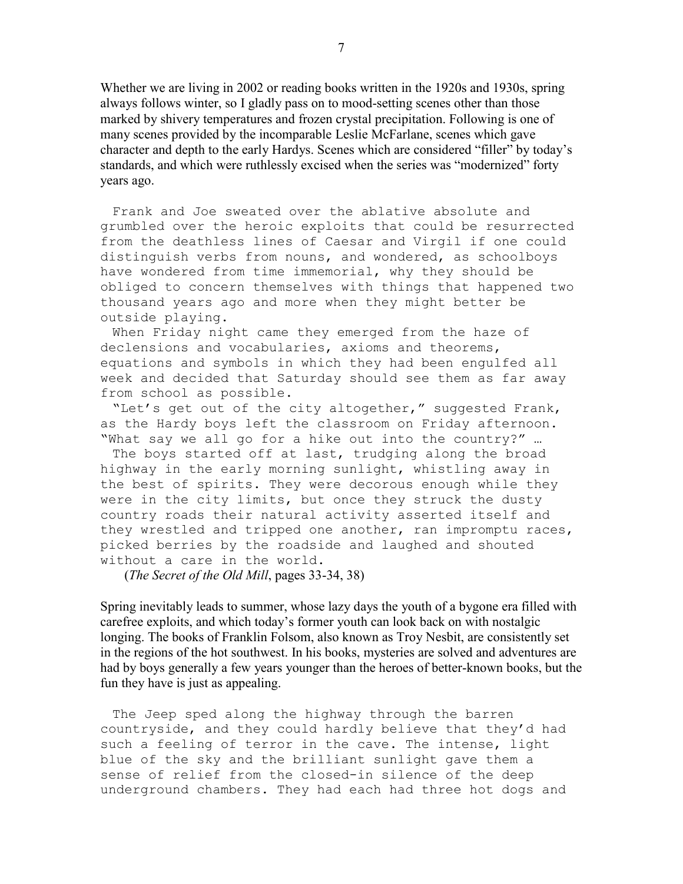Whether we are living in 2002 or reading books written in the 1920s and 1930s, spring always follows winter, so I gladly pass on to mood-setting scenes other than those marked by shivery temperatures and frozen crystal precipitation. Following is one of many scenes provided by the incomparable Leslie McFarlane, scenes which gave character and depth to the early Hardys. Scenes which are considered "filler" by today's standards, and which were ruthlessly excised when the series was "modernized" forty years ago.

> Frank and Joe sweated over the ablative absolute and grumbled over the heroic exploits that could be resurrected from the deathless lines of Caesar and Virgil if one could distinguish verbs from nouns, and wondered, as schoolboys have wondered from time immemorial, why they should be obliged to concern themselves with things that happened two thousand years ago and more when they might better be outside playing.
>
> When Friday night came they emerged from the haze of declensions and vocabularies, axioms and theorems, equations and symbols in which they had been engulfed all week and decided that Saturday should see them as far away from school as possible.
>
> "Let's get out of the city altogether," suggested Frank, as the Hardy boys left the classroom on Friday afternoon. "What say we all go for a hike out into the country?" …
>
> The boys started off at last, trudging along the broad highway in the early morning sunlight, whistling away in the best of spirits. They were decorous enough while they were in the city limits, but once they struck the dusty country roads their natural activity asserted itself and they wrestled and tripped one another, ran impromptu races, picked berries by the roadside and laughed and shouted without a care in the world.
>
> (*The Secret of the Old Mill*, pages 33-34, 38)

Spring inevitably leads to summer, whose lazy days the youth of a bygone era filled with carefree exploits, and which today's former youth can look back on with nostalgic longing. The books of Franklin Folsom, also known as Troy Nesbit, are consistently set in the regions of the hot southwest. In his books, mysteries are solved and adventures are had by boys generally a few years younger than the heroes of better-known books, but the fun they have is just as appealing.

> The Jeep sped along the highway through the barren countryside, and they could hardly believe that they'd had such a feeling of terror in the cave. The intense, light blue of the sky and the brilliant sunlight gave them a sense of relief from the closed-in silence of the deep underground chambers. They had each had three hot dogs and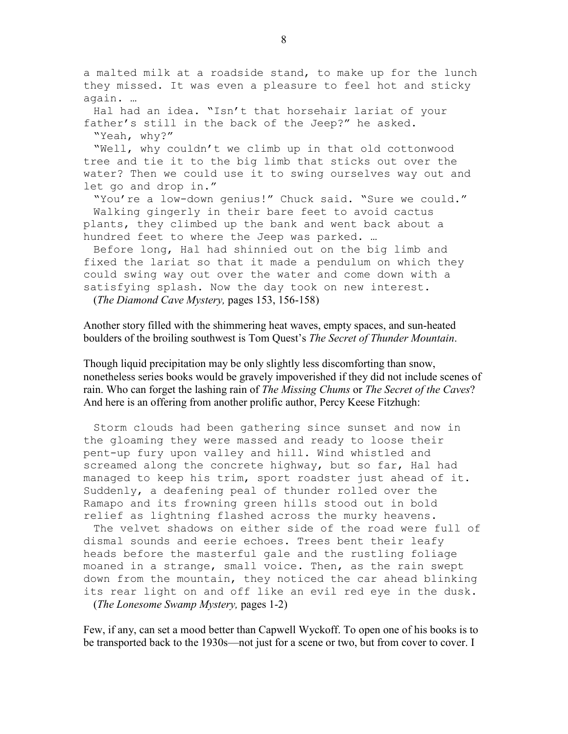a malted milk at a roadside stand, to make up for the lunch they missed. It was even a pleasure to feel hot and sticky again. …

Hal had an idea. "Isn't that horsehair lariat of your father's still in the back of the Jeep?" he asked.

"Yeah, why?"

"Well, why couldn't we climb up in that old cottonwood tree and tie it to the big limb that sticks out over the water? Then we could use it to swing ourselves way out and let go and drop in."

"You're a low-down genius!" Chuck said. "Sure we could."

Walking gingerly in their bare feet to avoid cactus plants, they climbed up the bank and went back about a hundred feet to where the Jeep was parked. …

Before long, Hal had shinnied out on the big limb and fixed the lariat so that it made a pendulum on which they could swing way out over the water and come down with a satisfying splash. Now the day took on new interest.

(*The Diamond Cave Mystery,* pages 153, 156-158)

Another story filled with the shimmering heat waves, empty spaces, and sun-heated boulders of the broiling southwest is Tom Quest's *The Secret of Thunder Mountain*.

Though liquid precipitation may be only slightly less discomforting than snow, nonetheless series books would be gravely impoverished if they did not include scenes of rain. Who can forget the lashing rain of *The Missing Chums* or *The Secret of the Caves*? And here is an offering from another prolific author, Percy Keese Fitzhugh:

Storm clouds had been gathering since sunset and now in the gloaming they were massed and ready to loose their pent-up fury upon valley and hill. Wind whistled and screamed along the concrete highway, but so far, Hal had managed to keep his trim, sport roadster just ahead of it. Suddenly, a deafening peal of thunder rolled over the Ramapo and its frowning green hills stood out in bold relief as lightning flashed across the murky heavens.

The velvet shadows on either side of the road were full of dismal sounds and eerie echoes. Trees bent their leafy heads before the masterful gale and the rustling foliage moaned in a strange, small voice. Then, as the rain swept down from the mountain, they noticed the car ahead blinking its rear light on and off like an evil red eye in the dusk.

(*The Lonesome Swamp Mystery,* pages 1-2)

Few, if any, can set a mood better than Capwell Wyckoff. To open one of his books is to be transported back to the 1930s—not just for a scene or two, but from cover to cover. I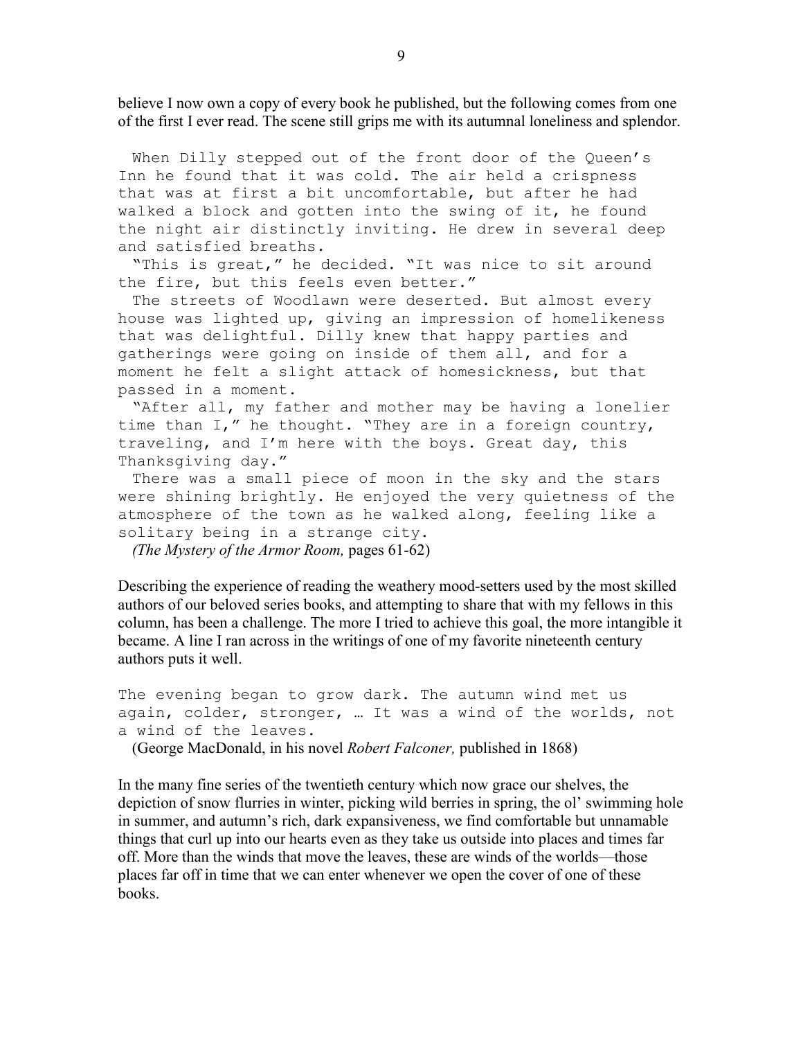believe I now own a copy of every book he published, but the following comes from one of the first I ever read. The scene still grips me with its autumnal loneliness and splendor.

> When Dilly stepped out of the front door of the Queen's Inn he found that it was cold. The air held a crispness that was at first a bit uncomfortable, but after he had walked a block and gotten into the swing of it, he found the night air distinctly inviting. He drew in several deep and satisfied breaths.
>
> "This is great," he decided. "It was nice to sit around the fire, but this feels even better."
>
> The streets of Woodlawn were deserted. But almost every house was lighted up, giving an impression of homelikeness that was delightful. Dilly knew that happy parties and gatherings were going on inside of them all, and for a moment he felt a slight attack of homesickness, but that passed in a moment.
>
> "After all, my father and mother may be having a lonelier time than I," he thought. "They are in a foreign country, traveling, and I'm here with the boys. Great day, this Thanksgiving day."
>
> There was a small piece of moon in the sky and the stars were shining brightly. He enjoyed the very quietness of the atmosphere of the town as he walked along, feeling like a solitary being in a strange city.
>
> *(The Mystery of the Armor Room,* pages 61-62)

Describing the experience of reading the weathery mood-setters used by the most skilled authors of our beloved series books, and attempting to share that with my fellows in this column, has been a challenge. The more I tried to achieve this goal, the more intangible it became. A line I ran across in the writings of one of my favorite nineteenth century authors puts it well.

> The evening began to grow dark. The autumn wind met us again, colder, stronger, … It was a wind of the worlds, not a wind of the leaves.
>
> (George MacDonald, in his novel *Robert Falconer,* published in 1868)

In the many fine series of the twentieth century which now grace our shelves, the depiction of snow flurries in winter, picking wild berries in spring, the ol' swimming hole in summer, and autumn's rich, dark expansiveness, we find comfortable but unnamable things that curl up into our hearts even as they take us outside into places and times far off. More than the winds that move the leaves, these are winds of the worlds—those places far off in time that we can enter whenever we open the cover of one of these books.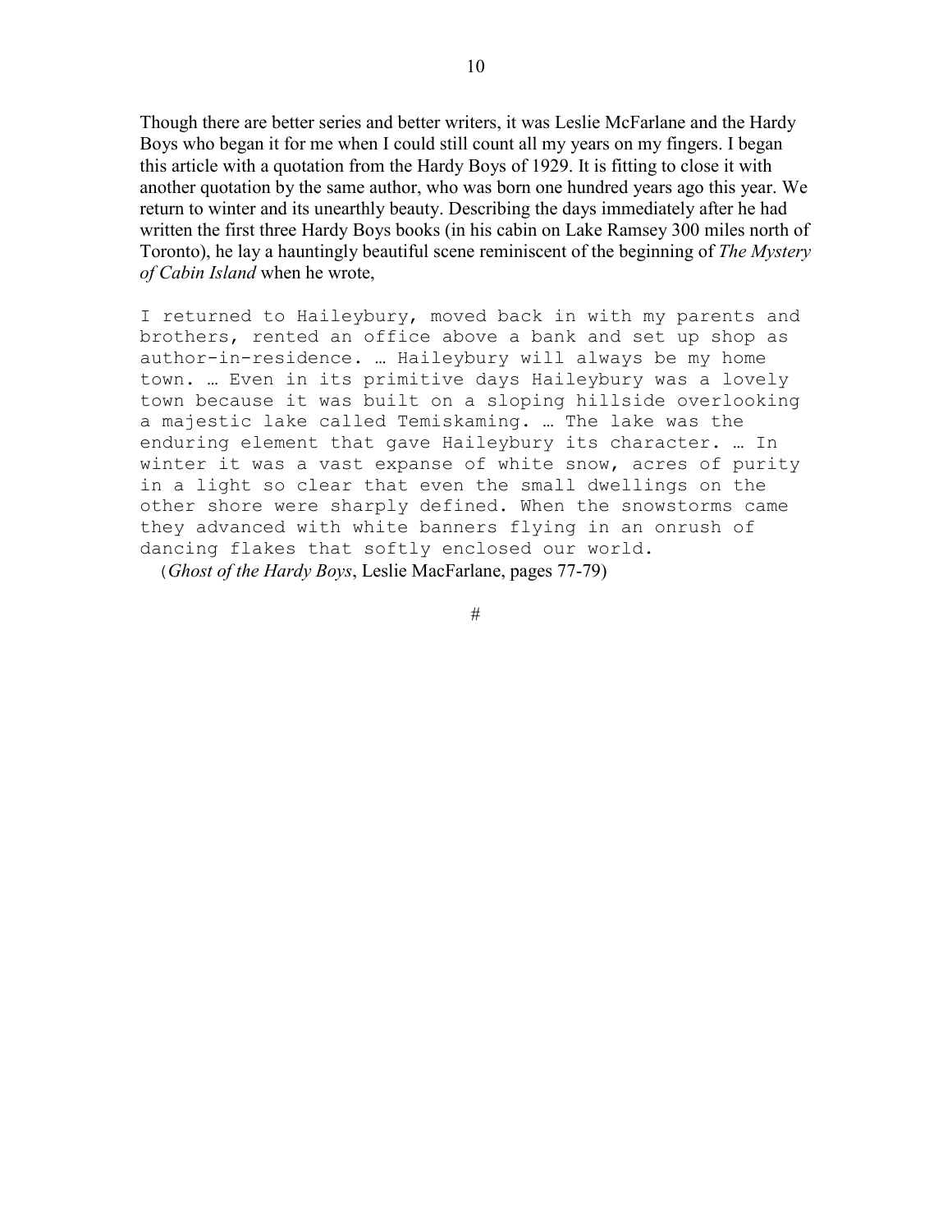Though there are better series and better writers, it was Leslie McFarlane and the Hardy Boys who began it for me when I could still count all my years on my fingers. I began this article with a quotation from the Hardy Boys of 1929. It is fitting to close it with another quotation by the same author, who was born one hundred years ago this year. We return to winter and its unearthly beauty. Describing the days immediately after he had written the first three Hardy Boys books (in his cabin on Lake Ramsey 300 miles north of Toronto), he lay a hauntingly beautiful scene reminiscent of the beginning of *The Mystery of Cabin Island* when he wrote,

> I returned to Haileybury, moved back in with my parents and brothers, rented an office above a bank and set up shop as author-in-residence. … Haileybury will always be my home town. … Even in its primitive days Haileybury was a lovely town because it was built on a sloping hillside overlooking a majestic lake called Temiskaming. … The lake was the enduring element that gave Haileybury its character. … In winter it was a vast expanse of white snow, acres of purity in a light so clear that even the small dwellings on the other shore were sharply defined. When the snowstorms came they advanced with white banners flying in an onrush of dancing flakes that softly enclosed our world.

(*Ghost of the Hardy Boys*, Leslie MacFarlane, pages 77-79)

#